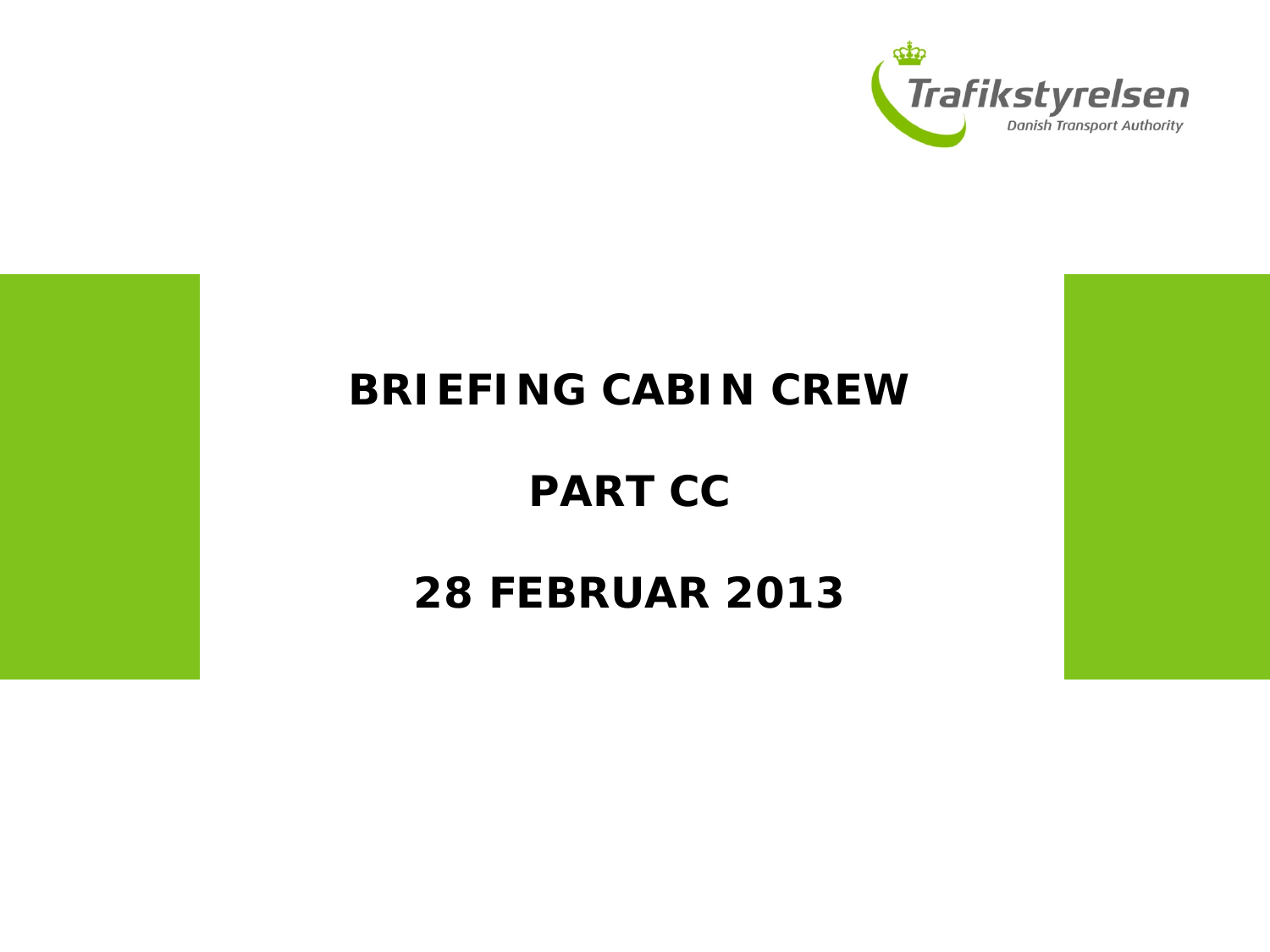Trafikstyrelsen

Danish Transport Authority

# BRIEFING CABIN CREW

# PART CC

# 28 FEBRUAR 2013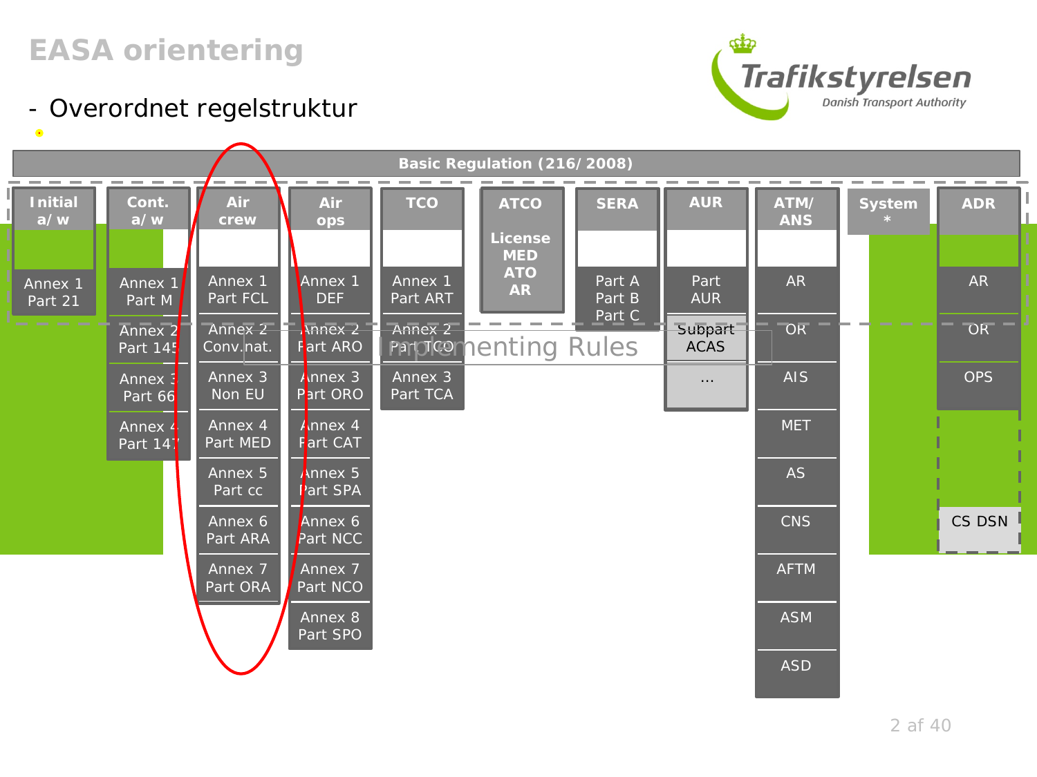# EASA orientering

- Overordnet regelstruktur

**Basic Regulation (216/2008)**

Implementing Rules

| Initial a/w | Cont. a/w | Air crew | Air ops | TCO | ATCO | SERA | AUR | ATM/ANS | System * | ADR |
|---|---|---|---|---|---|---|---|---|---|---|
| Annex 1 Part 21 | Annex 1 Part M | Annex 1 Part FCL | Annex 1 DEF | Annex 1 Part ART | License MED ATO AR | Part A Part B Part C | Part AUR | AR | | AR |
| | Annex 2 Part 145 | Annex 2 Conv.nat. | Annex 2 Part ARO | Annex 2 Part TCO | | | Subpart ACAS | OR | | OR |
| | Annex 3 Part 66 | Annex 3 Non EU | Annex 3 Part ORO | Annex 3 Part TCA | | | ... | AIS | | OPS |
| | Annex 4 Part 147 | Annex 4 Part MED | Annex 4 Part CAT | | | | | MET | | |
| | | Annex 5 Part cc | Annex 5 Part SPA | | | | | AS | | |
| | | Annex 6 Part ARA | Annex 6 Part NCC | | | | | CNS | | CS DSN |
| | | Annex 7 Part ORA | Annex 7 Part NCO | | | | | AFTM | | |
| | | | Annex 8 Part SPO | | | | | ASM | | |
| | | | | | | | | ASD | | |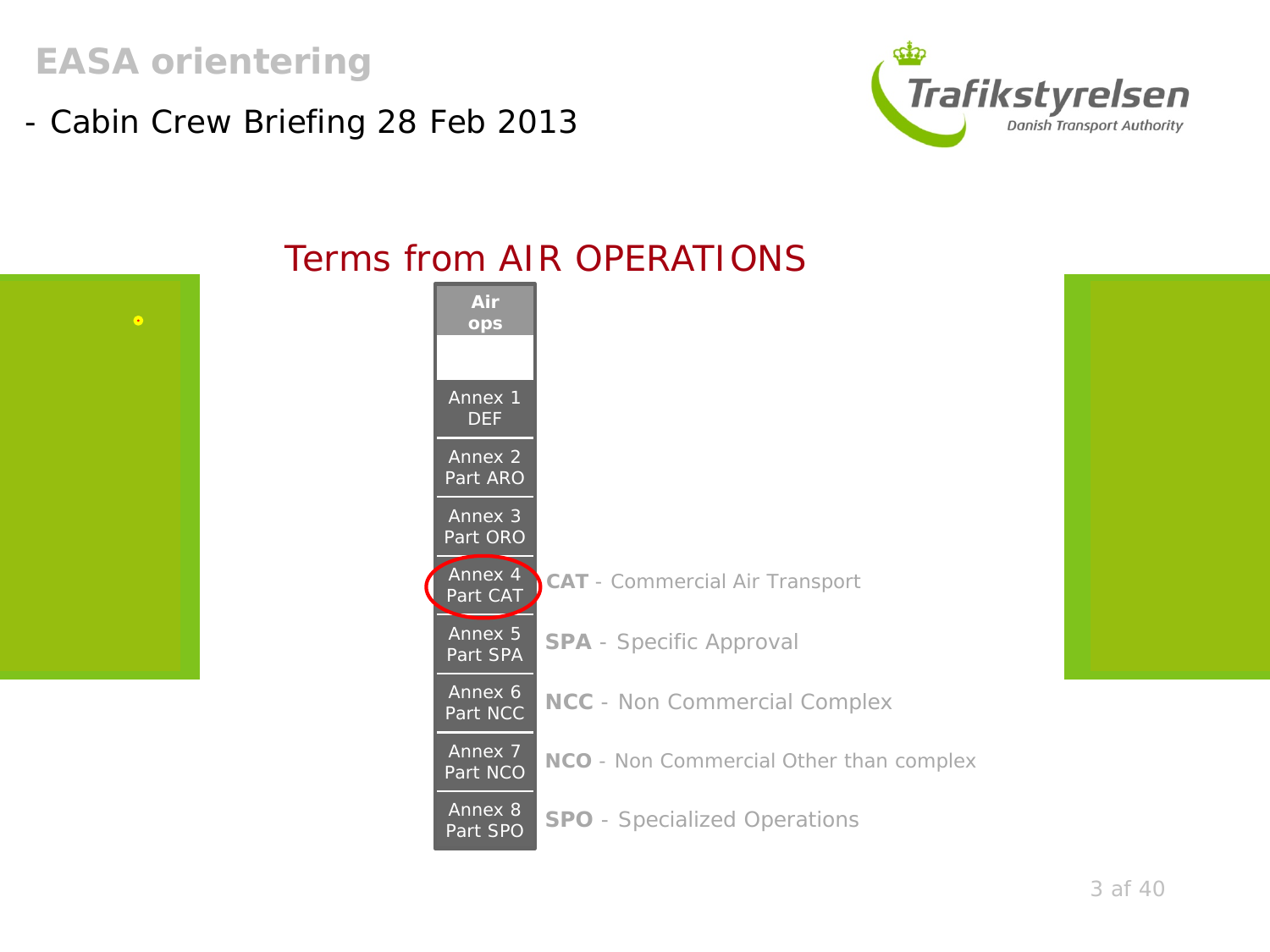# EASA orientering

- Cabin Crew Briefing 28 Feb 2013

## Terms from AIR OPERATIONS

| Air ops | |
|---|---|
| Annex 1 DEF | |
| Annex 2 Part ARO | |
| Annex 3 Part ORO | |
| Annex 4 Part CAT | **CAT** - Commercial Air Transport |
| Annex 5 Part SPA | **SPA** - Specific Approval |
| Annex 6 Part NCC | **NCC** - Non Commercial Complex |
| Annex 7 Part NCO | **NCO** - Non Commercial Other than complex |
| Annex 8 Part SPO | **SPO** - Specialized Operations |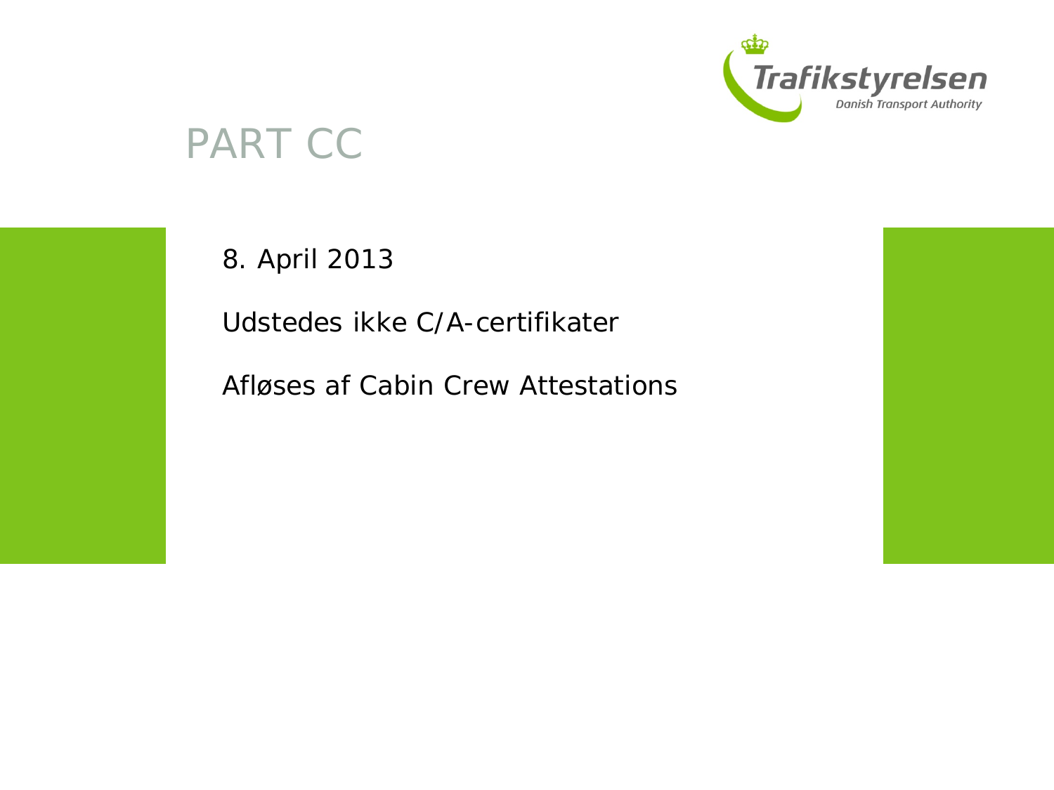# PART CC

8. April 2013

Udstedes ikke C/A-certifikater

Afløses af Cabin Crew Attestations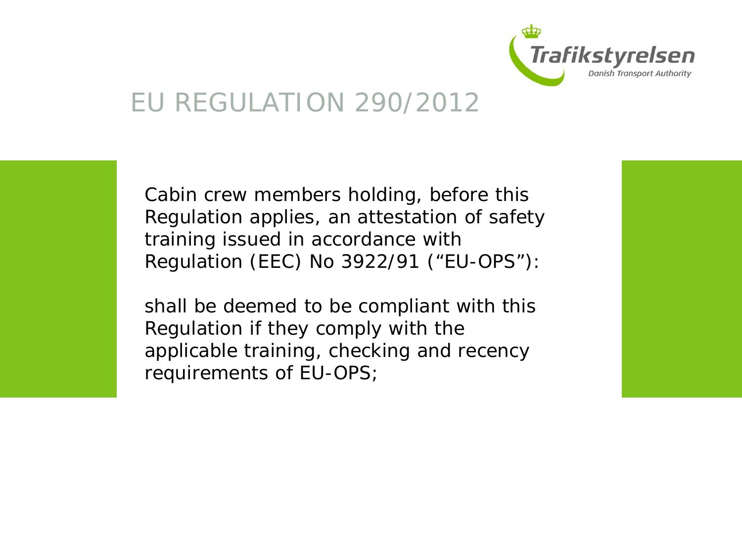# EU REGULATION 290/2012

Cabin crew members holding, before this Regulation applies, an attestation of safety training issued in accordance with Regulation (EEC) No 3922/91 ("EU-OPS"):

shall be deemed to be compliant with this Regulation if they comply with the applicable training, checking and recency requirements of EU-OPS;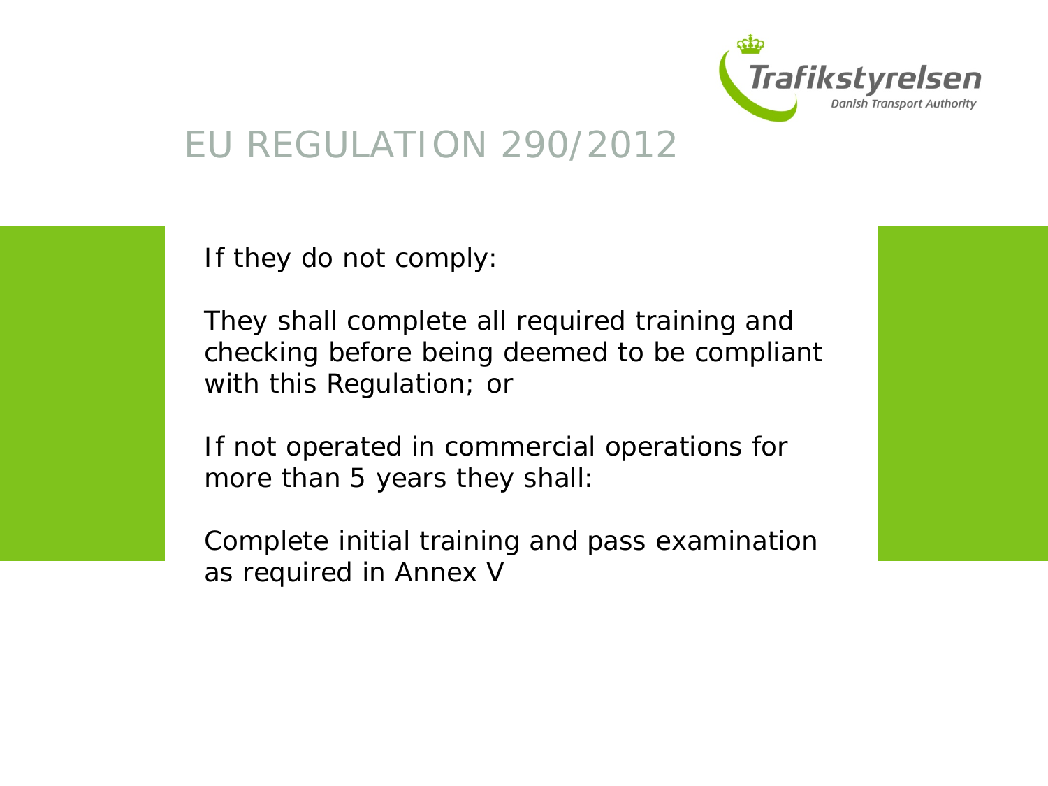# EU REGULATION 290/2012

If they do not comply:

They shall complete all required training and checking before being deemed to be compliant with this Regulation; or

If not operated in commercial operations for more than 5 years they shall:

Complete initial training and pass examination as required in Annex V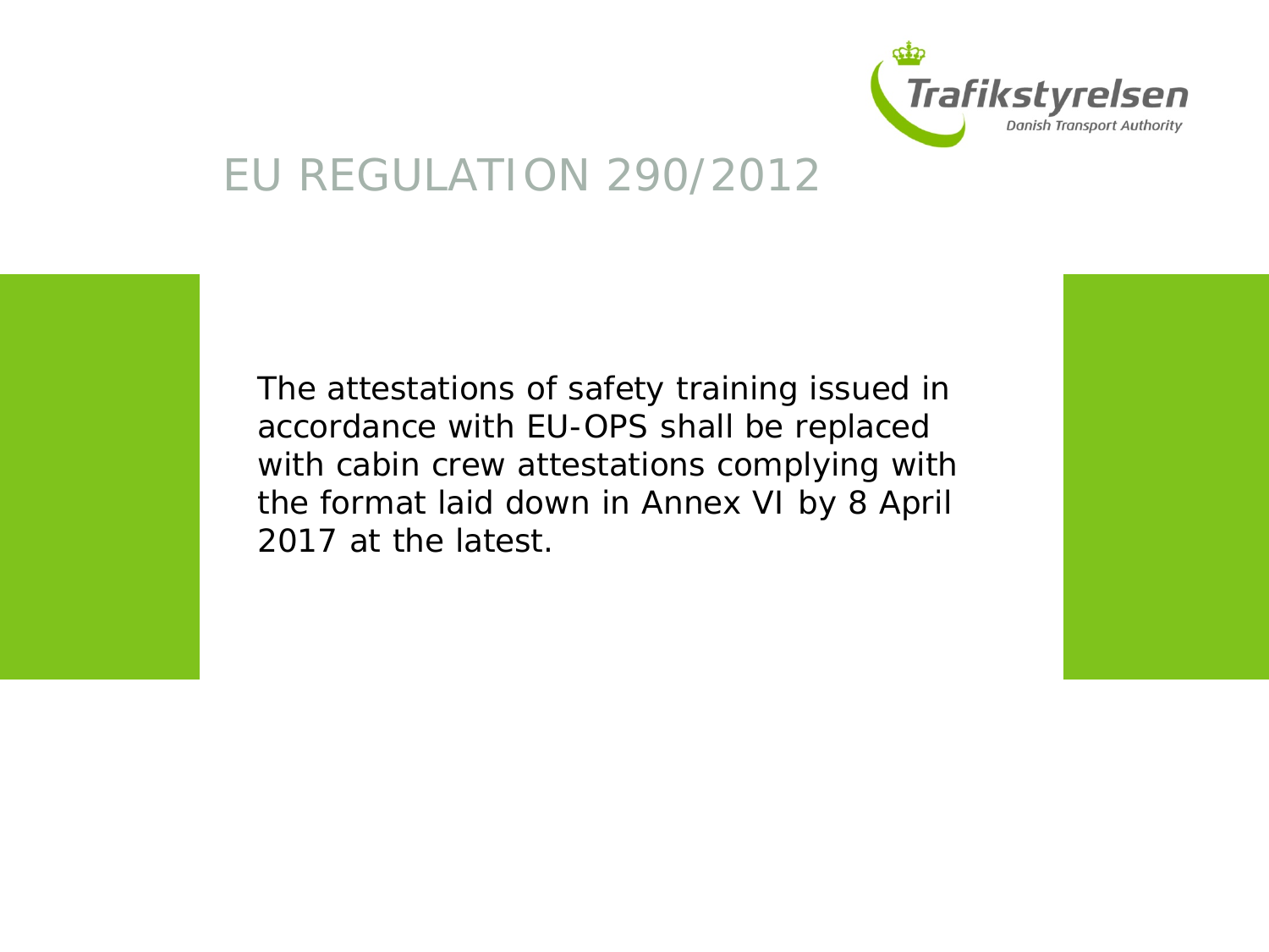# EU REGULATION 290/2012

The attestations of safety training issued in accordance with EU-OPS shall be replaced with cabin crew attestations complying with the format laid down in Annex VI by 8 April 2017 at the latest.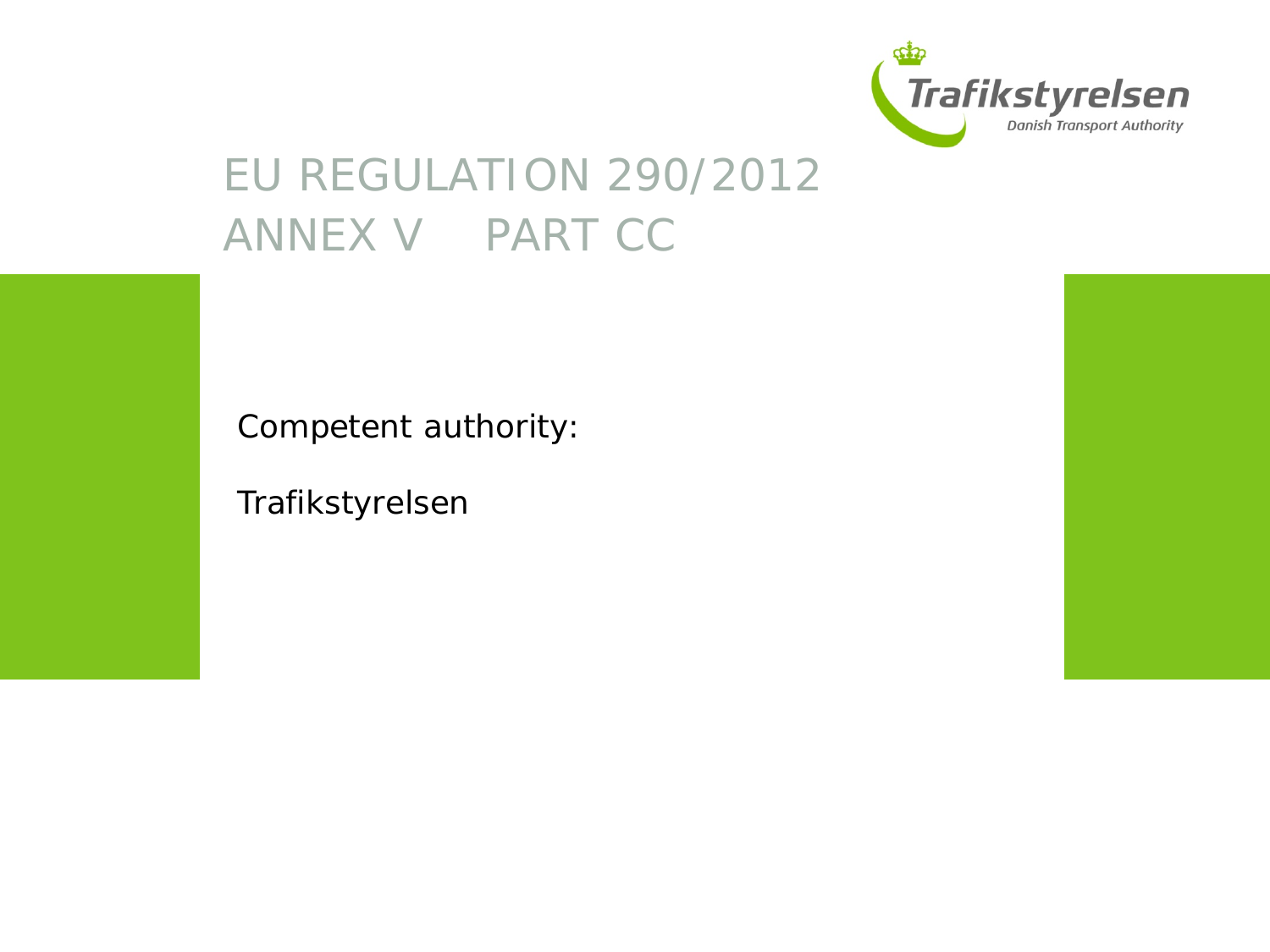# EU REGULATION 290/2012
# ANNEX V PART CC

Competent authority:

Trafikstyrelsen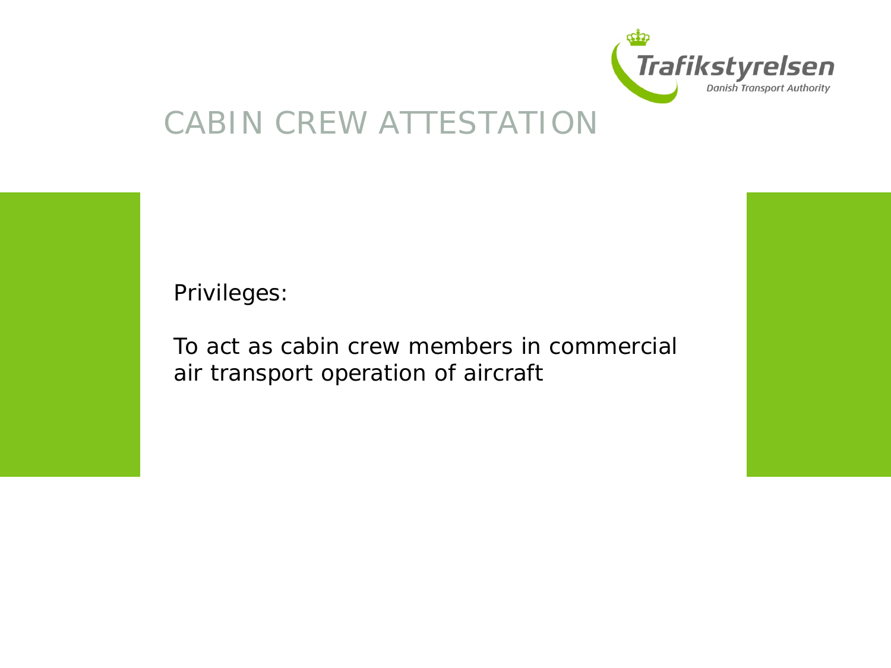# CABIN CREW ATTESTATION

Privileges:

To act as cabin crew members in commercial air transport operation of aircraft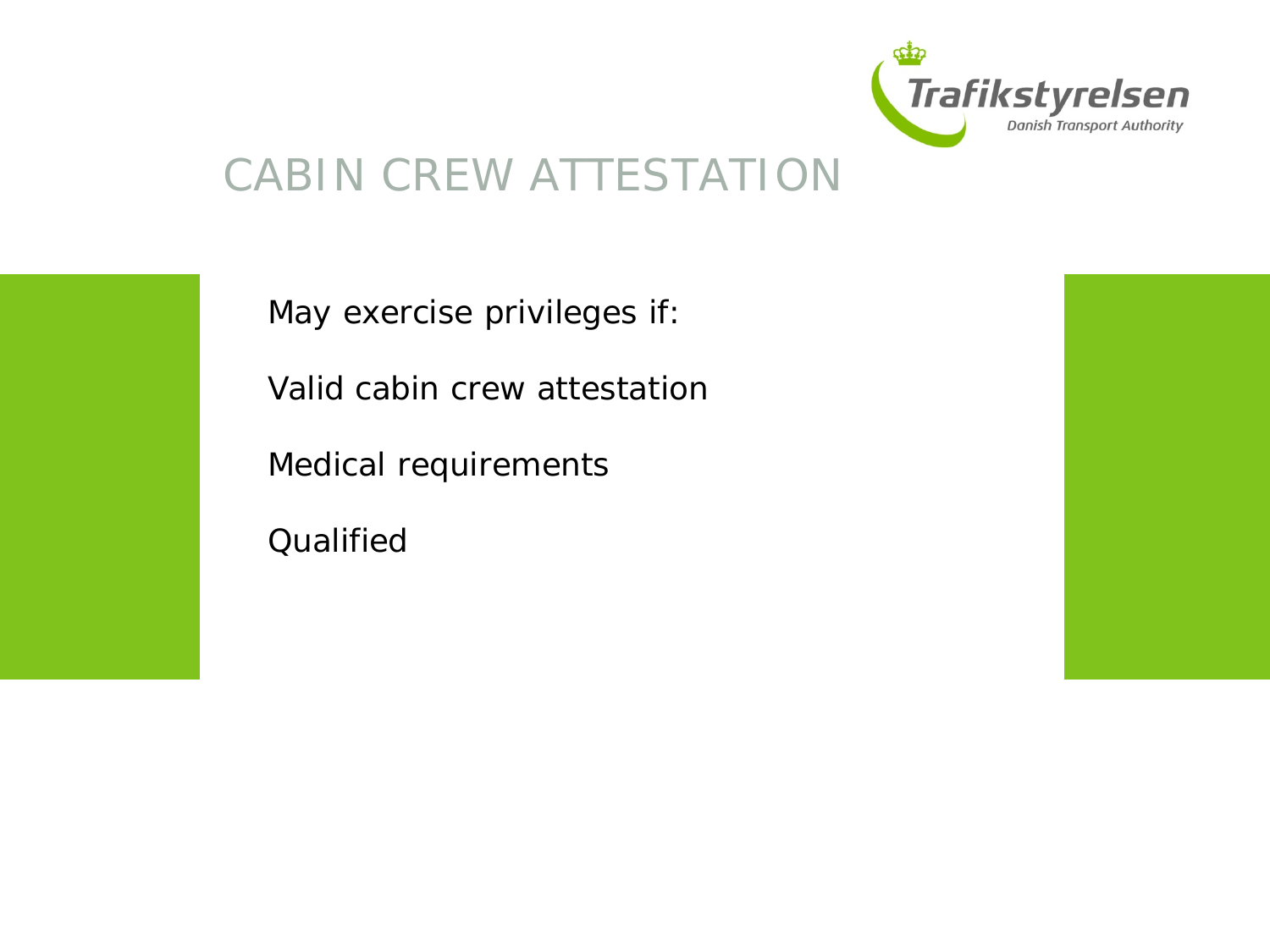# CABIN CREW ATTESTATION

May exercise privileges if:

Valid cabin crew attestation

Medical requirements

Qualified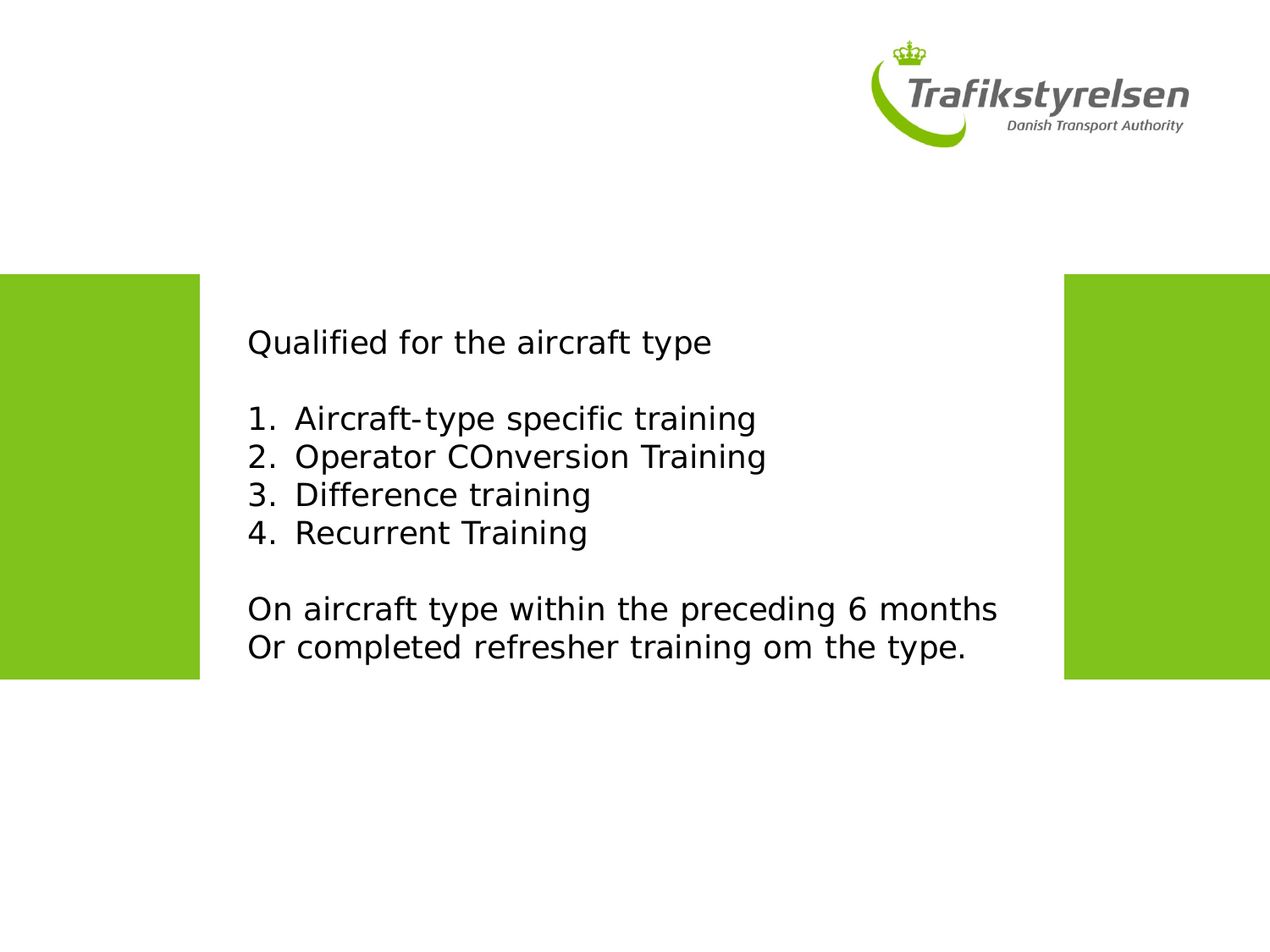Qualified for the aircraft type

1. Aircraft-type specific training
2. Operator COnversion Training
3. Difference training
4. Recurrent Training

On aircraft type within the preceding 6 months
Or completed refresher training om the type.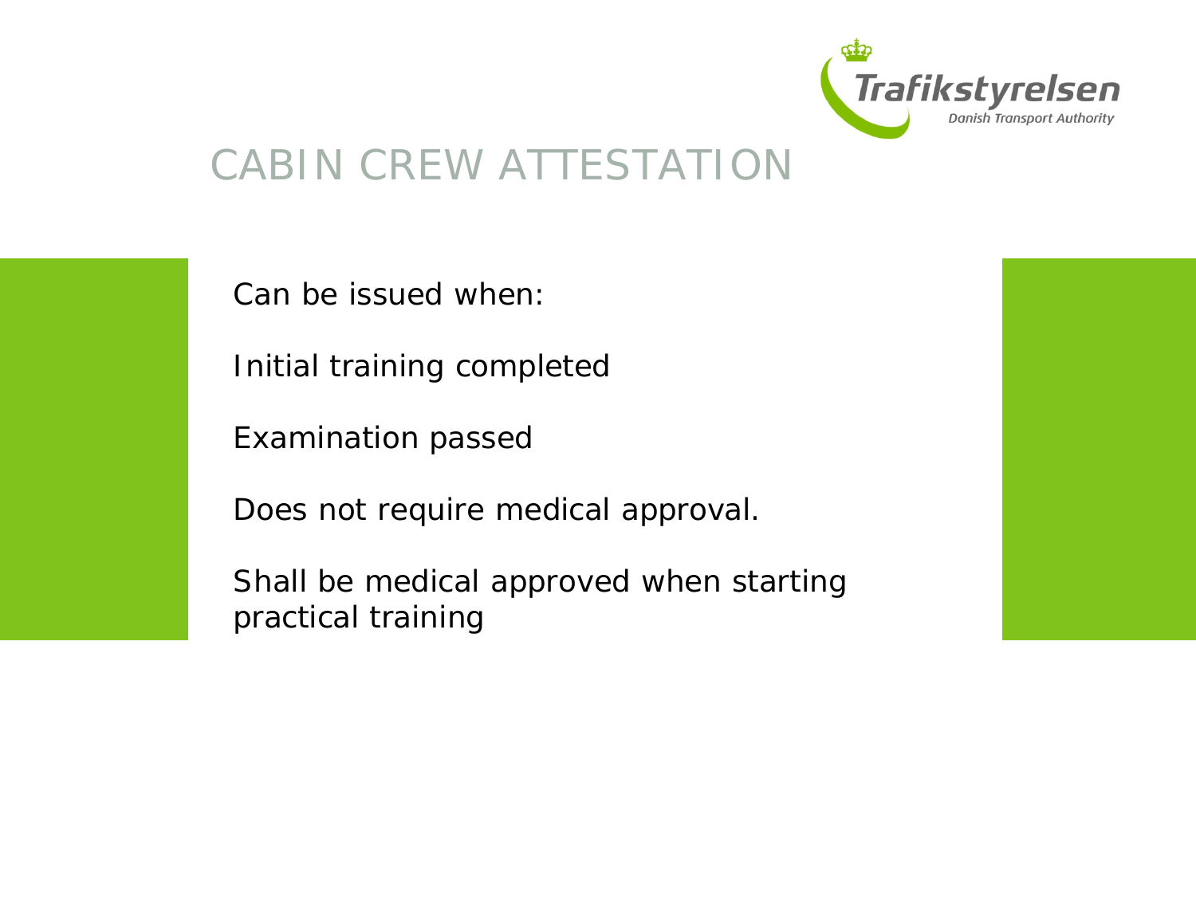# CABIN CREW ATTESTATION

Can be issued when:

Initial training completed

Examination passed

Does not require medical approval.

Shall be medical approved when starting practical training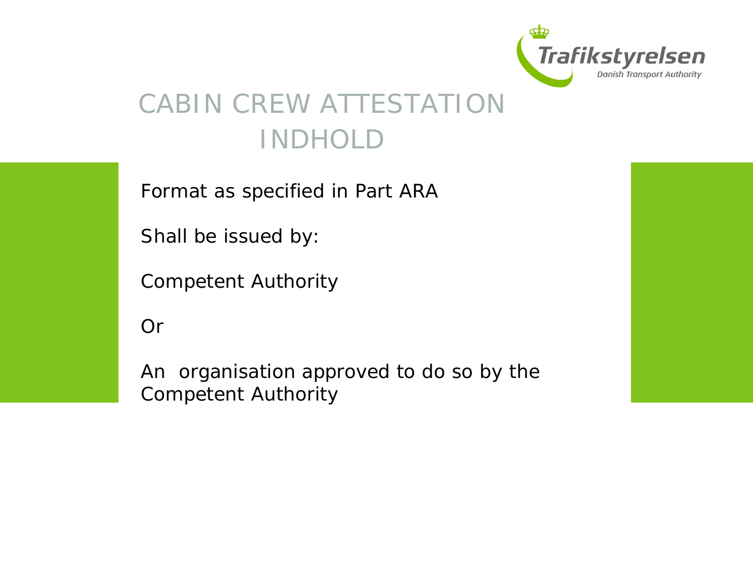# CABIN CREW ATTESTATION INDHOLD

Format as specified in Part ARA

Shall be issued by:

Competent Authority

Or

An  organisation approved to do so by the Competent Authority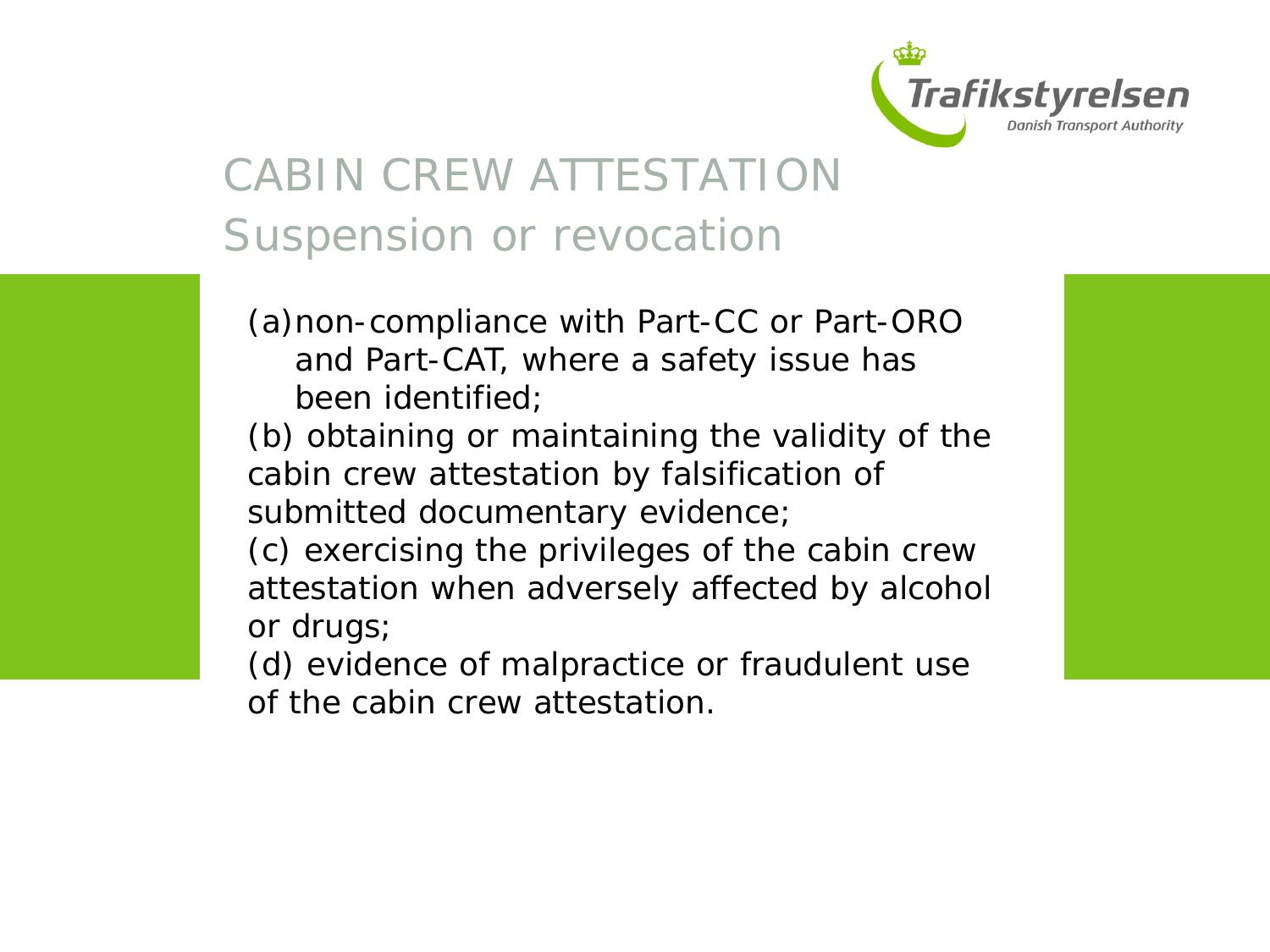# CABIN CREW ATTESTATION

## Suspension or revocation

(a) non-compliance with Part-CC or Part-ORO and Part-CAT, where a safety issue has been identified;

(b) obtaining or maintaining the validity of the cabin crew attestation by falsification of submitted documentary evidence;

(c) exercising the privileges of the cabin crew attestation when adversely affected by alcohol or drugs;

(d) evidence of malpractice or fraudulent use of the cabin crew attestation.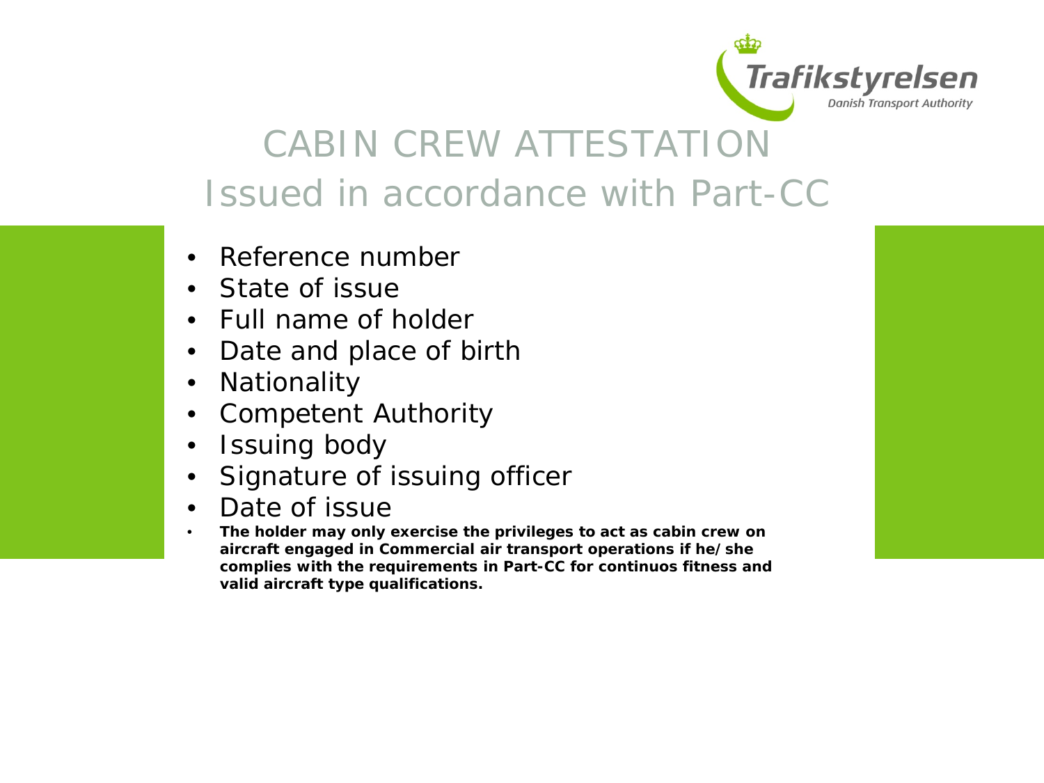# CABIN CREW ATTESTATION
## Issued in accordance with Part-CC

- Reference number
- State of issue
- Full name of holder
- Date and place of birth
- Nationality
- Competent Authority
- Issuing body
- Signature of issuing officer
- Date of issue
- **The holder may only exercise the privileges to act as cabin crew on aircraft engaged in Commercial air transport operations if he/she complies with the requirements in Part-CC for continuos fitness and valid aircraft type qualifications.**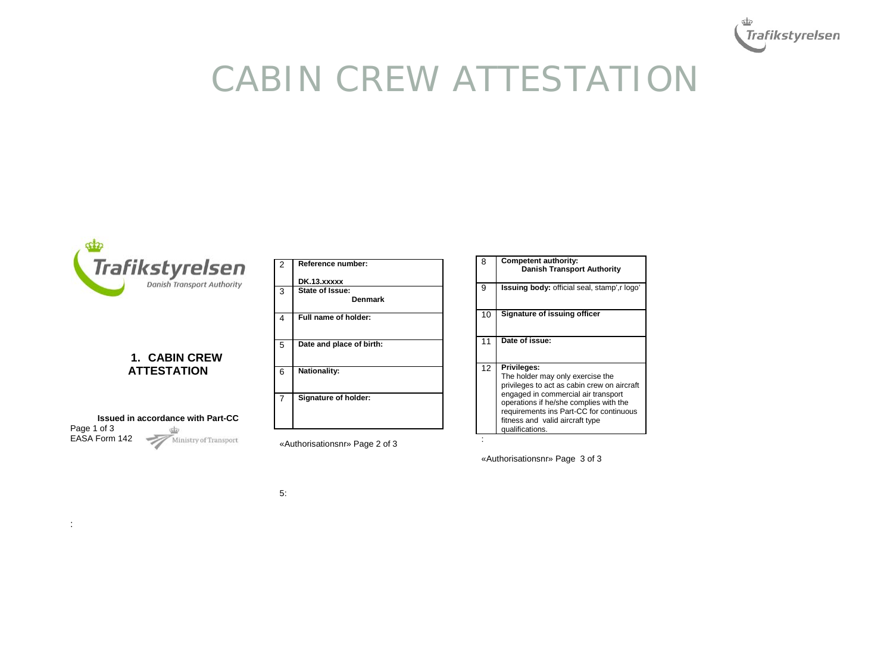# CABIN CREW ATTESTATION

## 1. CABIN CREW ATTESTATION

**Issued in accordance with Part-CC**

Page 1 of 3

EASA Form 142

Ministry of Transport

| | |
|---|---|
| 2 | **Reference number:** **DK.13.xxxxx** |
| 3 | **State of Issue:** **Denmark** |
| 4 | **Full name of holder:** |
| 5 | **Date and place of birth:** |
| 6 | **Nationality:** |
| 7 | **Signature of holder:** |

«Authorisationsnr» Page 2 of 3

| | |
|---|---|
| 8 | **Competent authority:** **Danish Transport Authority** |
| 9 | **Issuing body:** official seal, stamp',r logo' |
| 10 | **Signature of issuing officer** |
| 11 | **Date of issue:** |
| 12 | **Privileges:** The holder may only exercise the privileges to act as cabin crew on aircraft engaged in commercial air transport operations if he/she complies with the requirements ins Part-CC for continuous fitness and valid aircraft type qualifications. |

:

«Authorisationsnr» Page 3 of 3

5:

: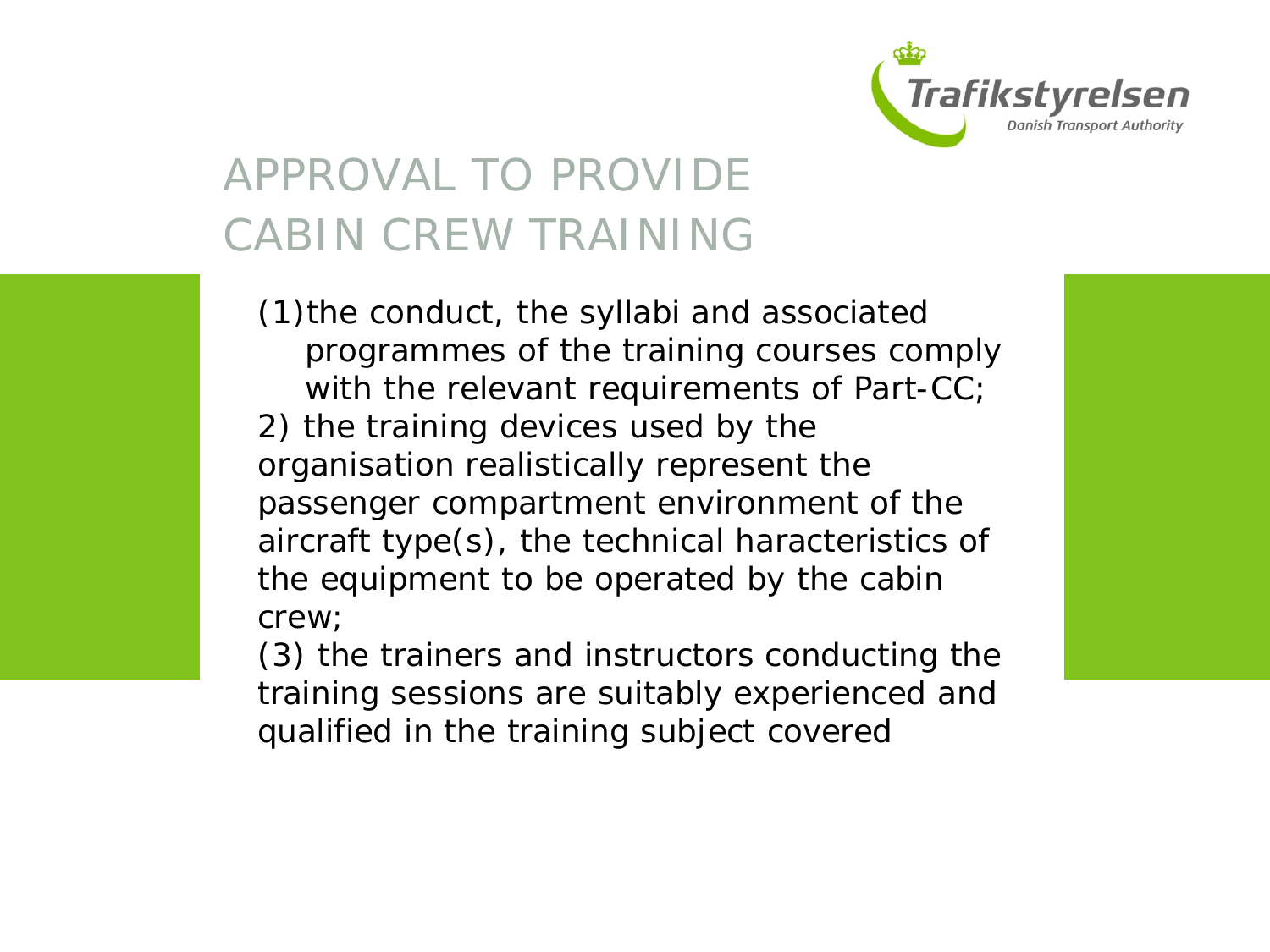# APPROVAL TO PROVIDE CABIN CREW TRAINING

(1)the conduct, the syllabi and associated programmes of the training courses comply with the relevant requirements of Part-CC;

2) the training devices used by the organisation realistically represent the passenger compartment environment of the aircraft type(s), the technical haracteristics of the equipment to be operated by the cabin crew;

(3) the trainers and instructors conducting the training sessions are suitably experienced and qualified in the training subject covered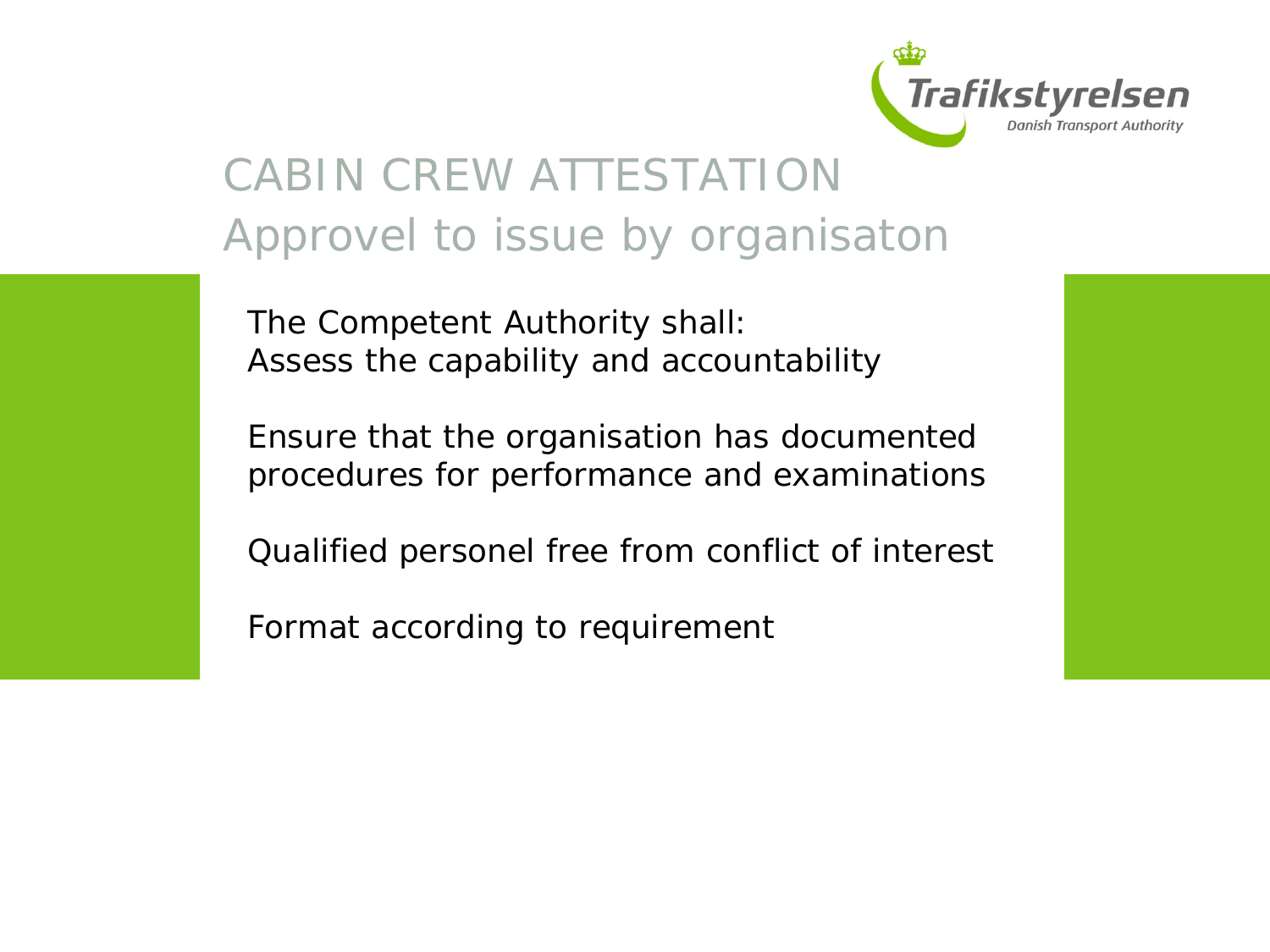# CABIN CREW ATTESTATION
## Approvel to issue by organisaton

The Competent Authority shall:
Assess the capability and accountability

Ensure that the organisation has documented procedures for performance and examinations

Qualified personel free from conflict of interest

Format according to requirement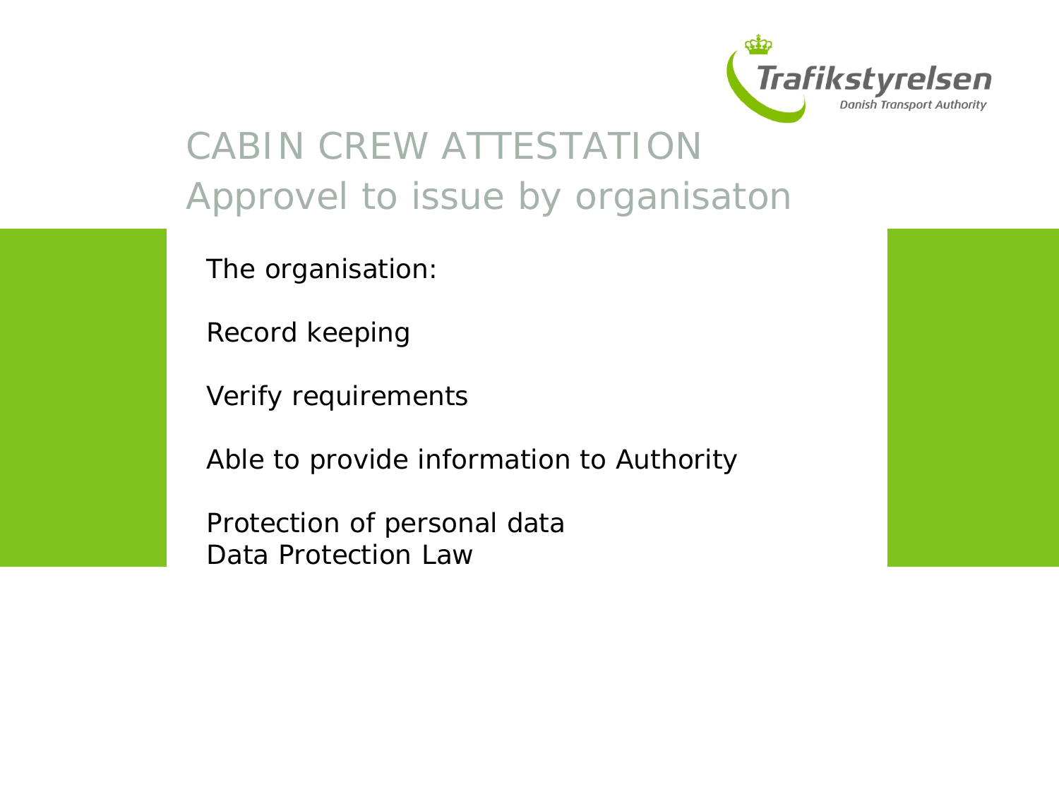# CABIN CREW ATTESTATION
## Approvel to issue by organisaton

The organisation:

Record keeping

Verify requirements

Able to provide information to Authority

Protection of personal data
Data Protection Law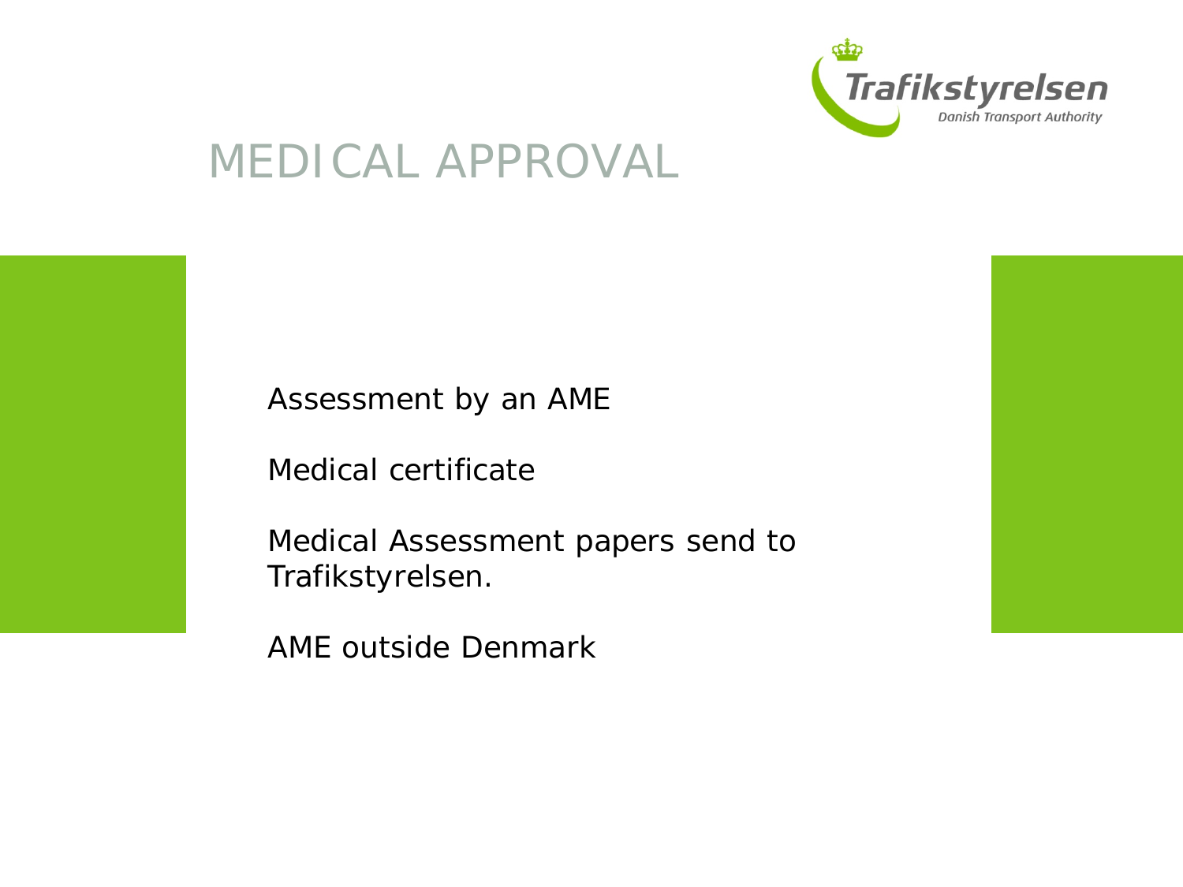# MEDICAL APPROVAL

Assessment by an AME

Medical certificate

Medical Assessment papers send to Trafikstyrelsen.

AME outside Denmark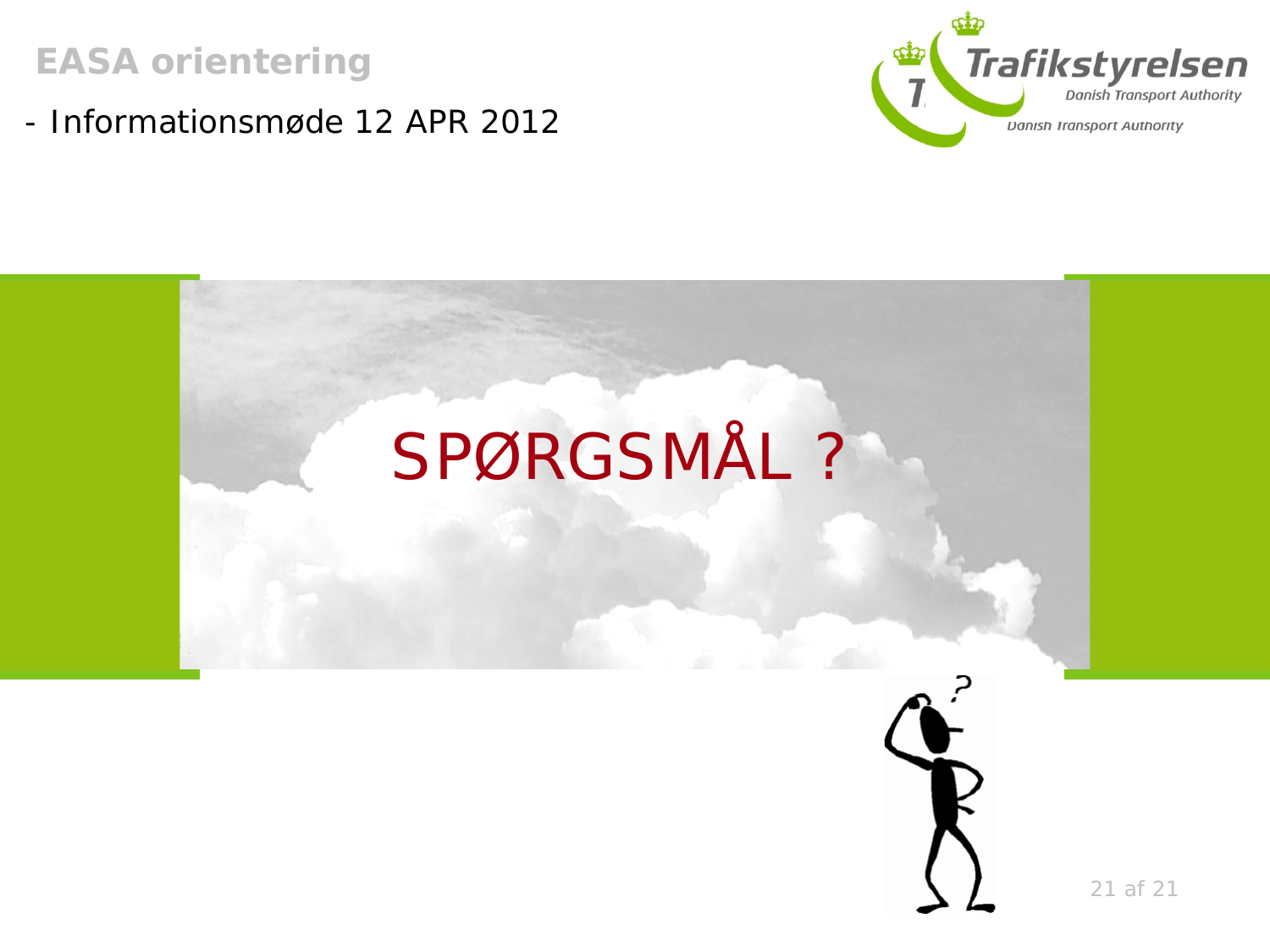# SPØRGSMÅL ?